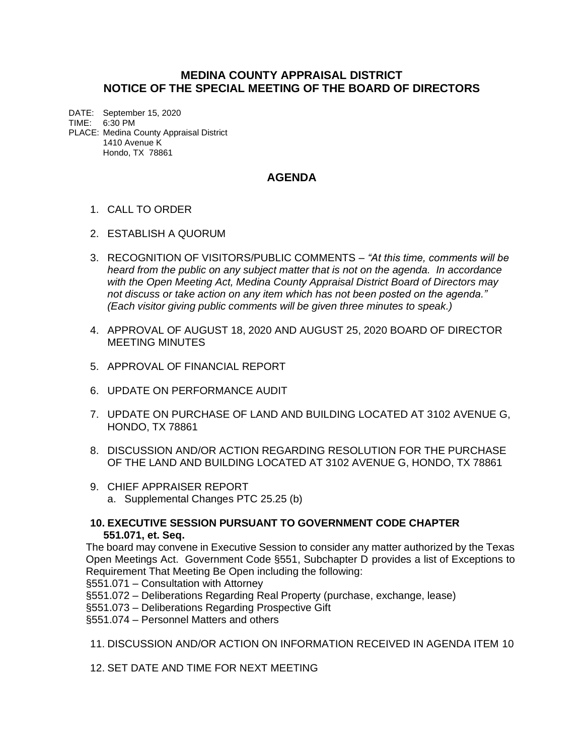# MEDINA COUNTY APPRAISAL DISTRICT
## NOTICE OF THE SPECIAL MEETING OF THE BOARD OF DIRECTORS

DATE: September 15, 2020
TIME: 6:30 PM
PLACE: Medina County Appraisal District
1410 Avenue K
Hondo, TX 78861

## AGENDA

1. CALL TO ORDER

2. ESTABLISH A QUORUM

3. RECOGNITION OF VISITORS/PUBLIC COMMENTS – *"At this time, comments will be heard from the public on any subject matter that is not on the agenda. In accordance with the Open Meeting Act, Medina County Appraisal District Board of Directors may not discuss or take action on any item which has not been posted on the agenda." (Each visitor giving public comments will be given three minutes to speak.)*

4. APPROVAL OF AUGUST 18, 2020 AND AUGUST 25, 2020 BOARD OF DIRECTOR MEETING MINUTES

5. APPROVAL OF FINANCIAL REPORT

6. UPDATE ON PERFORMANCE AUDIT

7. UPDATE ON PURCHASE OF LAND AND BUILDING LOCATED AT 3102 AVENUE G, HONDO, TX 78861

8. DISCUSSION AND/OR ACTION REGARDING RESOLUTION FOR THE PURCHASE OF THE LAND AND BUILDING LOCATED AT 3102 AVENUE G, HONDO, TX 78861

9. CHIEF APPRAISER REPORT
   a. Supplemental Changes PTC 25.25 (b)

**10. EXECUTIVE SESSION PURSUANT TO GOVERNMENT CODE CHAPTER 551.071, et. Seq.**

The board may convene in Executive Session to consider any matter authorized by the Texas Open Meetings Act. Government Code §551, Subchapter D provides a list of Exceptions to Requirement That Meeting Be Open including the following:
§551.071 – Consultation with Attorney
§551.072 – Deliberations Regarding Real Property (purchase, exchange, lease)
§551.073 – Deliberations Regarding Prospective Gift
§551.074 – Personnel Matters and others

11. DISCUSSION AND/OR ACTION ON INFORMATION RECEIVED IN AGENDA ITEM 10

12. SET DATE AND TIME FOR NEXT MEETING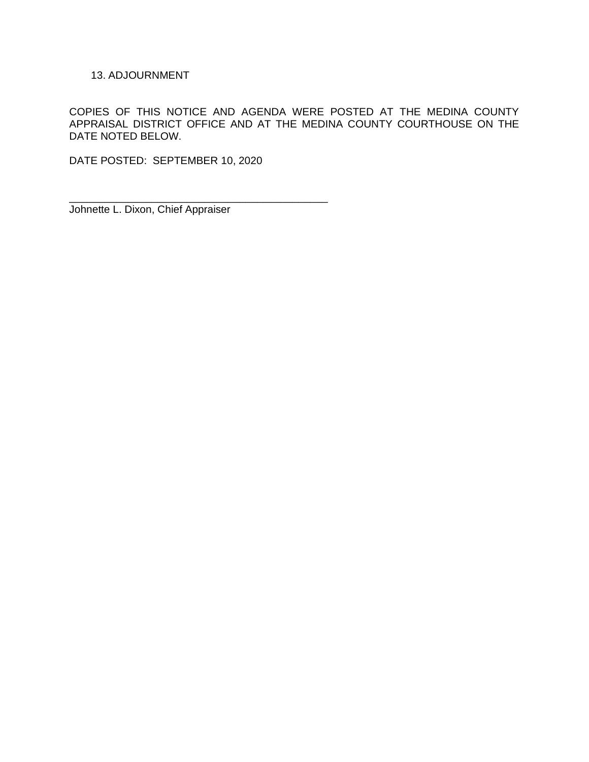13. ADJOURNMENT

COPIES OF THIS NOTICE AND AGENDA WERE POSTED AT THE MEDINA COUNTY APPRAISAL DISTRICT OFFICE AND AT THE MEDINA COUNTY COURTHOUSE ON THE DATE NOTED BELOW.

DATE POSTED: SEPTEMBER 10, 2020

_______________________________________________
Johnette L. Dixon, Chief Appraiser